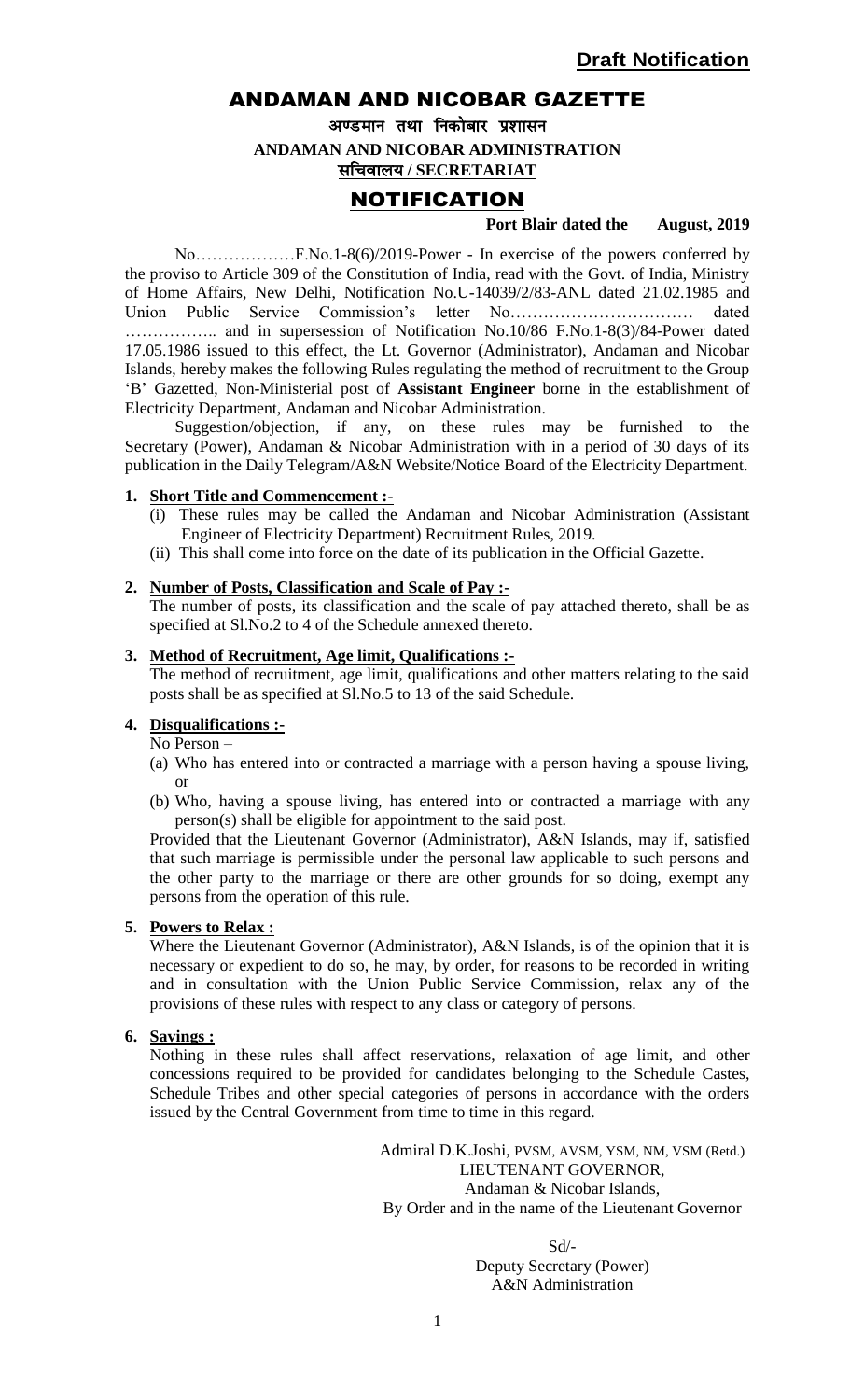**Draft Notification**

# ANDAMAN AND NICOBAR GAZETTE

**अण्डमान तथा निकोबार प्रशासन**

**ANDAMAN AND NICOBAR ADMINISTRATION**

**सचिवालय / SECRETARIAT**

## NOTIFICATION

**Port Blair dated the August, 2019**

No………………F.No.1-8(6)/2019-Power - In exercise of the powers conferred by the proviso to Article 309 of the Constitution of India, read with the Govt. of India, Ministry of Home Affairs, New Delhi, Notification No.U-14039/2/83-ANL dated 21.02.1985 and Union Public Service Commission's letter No…………………………… dated …………….. and in supersession of Notification No.10/86 F.No.1-8(3)/84-Power dated 17.05.1986 issued to this effect, the Lt. Governor (Administrator), Andaman and Nicobar Islands, hereby makes the following Rules regulating the method of recruitment to the Group 'B' Gazetted, Non-Ministerial post of **Assistant Engineer** borne in the establishment of Electricity Department, Andaman and Nicobar Administration.

Suggestion/objection, if any, on these rules may be furnished to the Secretary (Power), Andaman & Nicobar Administration with in a period of 30 days of its publication in the Daily Telegram/A&N Website/Notice Board of the Electricity Department.

**1. Short Title and Commencement :-**

(i) These rules may be called the Andaman and Nicobar Administration (Assistant Engineer of Electricity Department) Recruitment Rules, 2019.

(ii) This shall come into force on the date of its publication in the Official Gazette.

**2. Number of Posts, Classification and Scale of Pay :-**

The number of posts, its classification and the scale of pay attached thereto, shall be as specified at Sl.No.2 to 4 of the Schedule annexed thereto.

**3. Method of Recruitment, Age limit, Qualifications :-**

The method of recruitment, age limit, qualifications and other matters relating to the said posts shall be as specified at Sl.No.5 to 13 of the said Schedule.

**4. Disqualifications :-**

No Person –

(a) Who has entered into or contracted a marriage with a person having a spouse living, or

(b) Who, having a spouse living, has entered into or contracted a marriage with any person(s) shall be eligible for appointment to the said post.

Provided that the Lieutenant Governor (Administrator), A&N Islands, may if, satisfied that such marriage is permissible under the personal law applicable to such persons and the other party to the marriage or there are other grounds for so doing, exempt any persons from the operation of this rule.

**5. Powers to Relax :**

Where the Lieutenant Governor (Administrator), A&N Islands, is of the opinion that it is necessary or expedient to do so, he may, by order, for reasons to be recorded in writing and in consultation with the Union Public Service Commission, relax any of the provisions of these rules with respect to any class or category of persons.

**6. Savings :**

Nothing in these rules shall affect reservations, relaxation of age limit, and other concessions required to be provided for candidates belonging to the Schedule Castes, Schedule Tribes and other special categories of persons in accordance with the orders issued by the Central Government from time to time in this regard.

Admiral D.K.Joshi, PVSM, AVSM, YSM, NM, VSM (Retd.)
LIEUTENANT GOVERNOR,
Andaman & Nicobar Islands,
By Order and in the name of the Lieutenant Governor

Sd/-
Deputy Secretary (Power)
A&N Administration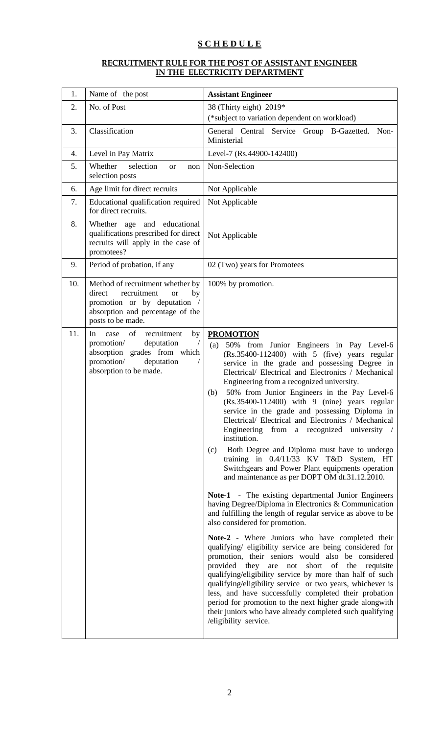# S C H E D U L E

## RECRUITMENT RULE FOR THE POST OF ASSISTANT ENGINEER IN THE ELECTRICITY DEPARTMENT

| | | |
|---|---|---|
| 1. | Name of the post | **Assistant Engineer** |
| 2. | No. of Post | 38 (Thirty eight) 2019*<br>(*subject to variation dependent on workload) |
| 3. | Classification | General Central Service Group B-Gazetted. Non-Ministerial |
| 4. | Level in Pay Matrix | Level-7 (Rs.44900-142400) |
| 5. | Whether selection or non selection posts | Non-Selection |
| 6. | Age limit for direct recruits | Not Applicable |
| 7. | Educational qualification required for direct recruits. | Not Applicable |
| 8. | Whether age and educational qualifications prescribed for direct recruits will apply in the case of promotees? | Not Applicable |
| 9. | Period of probation, if any | 02 (Two) years for Promotees |
| 10. | Method of recruitment whether by direct recruitment or by promotion or by deputation / absorption and percentage of the posts to be made. | 100% by promotion. |
| 11. | In case of recruitment by promotion/ deputation / absorption grades from which promotion/ deputation / absorption to be made. | **PROMOTION**<br>(a) 50% from Junior Engineers in Pay Level-6 (Rs.35400-112400) with 5 (five) years regular service in the grade and possessing Degree in Electrical/ Electrical and Electronics / Mechanical Engineering from a recognized university.<br>(b) 50% from Junior Engineers in the Pay Level-6 (Rs.35400-112400) with 9 (nine) years regular service in the grade and possessing Diploma in Electrical/ Electrical and Electronics / Mechanical Engineering from a recognized university / institution.<br>(c) Both Degree and Diploma must have to undergo training in 0.4/11/33 KV T&D System, HT Switchgears and Power Plant equipments operation and maintenance as per DOPT OM dt.31.12.2010.<br><br>**Note-1** - The existing departmental Junior Engineers having Degree/Diploma in Electronics & Communication and fulfilling the length of regular service as above to be also considered for promotion.<br><br>**Note-2** - Where Juniors who have completed their qualifying/ eligibility service are being considered for promotion, their seniors would also be considered provided they are not short of the requisite qualifying/eligibility service by more than half of such qualifying/eligibility service or two years, whichever is less, and have successfully completed their probation period for promotion to the next higher grade alongwith their juniors who have already completed such qualifying /eligibility service. |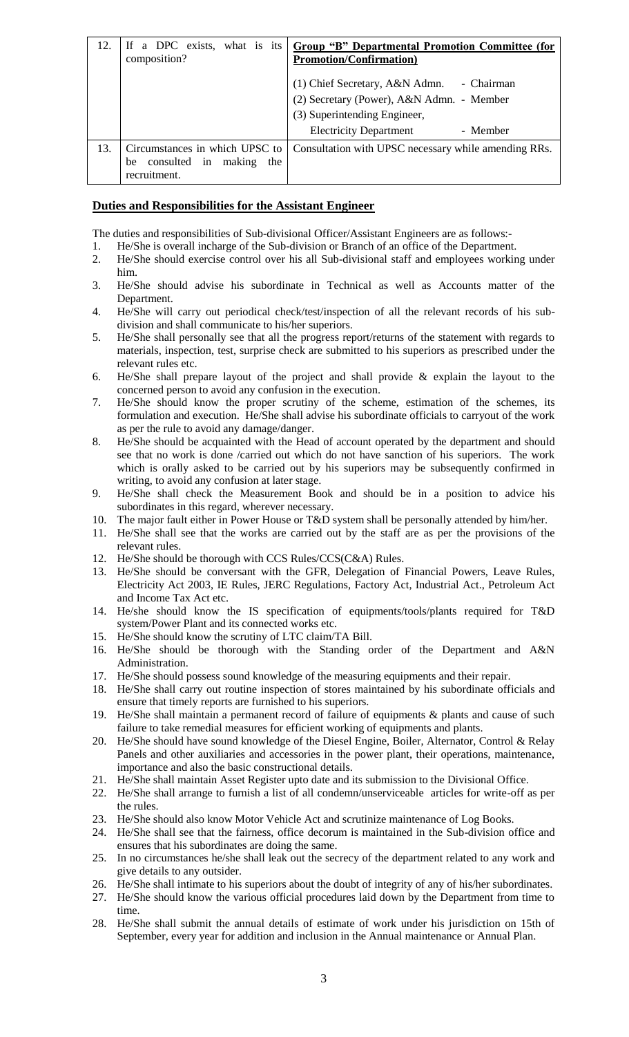| 12. | If a DPC exists, what is its composition? | **Group "B" Departmental Promotion Committee (for Promotion/Confirmation)**<br>(1) Chief Secretary, A&N Admn. - Chairman<br>(2) Secretary (Power), A&N Admn. - Member<br>(3) Superintending Engineer, Electricity Department - Member |
|---|---|---|
| 13. | Circumstances in which UPSC to be consulted in making the recruitment. | Consultation with UPSC necessary while amending RRs. |

## **Duties and Responsibilities for the Assistant Engineer**

The duties and responsibilities of Sub-divisional Officer/Assistant Engineers are as follows:-

1. He/She is overall incharge of the Sub-division or Branch of an office of the Department.
2. He/She should exercise control over his all Sub-divisional staff and employees working under him.
3. He/She should advise his subordinate in Technical as well as Accounts matter of the Department.
4. He/She will carry out periodical check/test/inspection of all the relevant records of his sub-division and shall communicate to his/her superiors.
5. He/She shall personally see that all the progress report/returns of the statement with regards to materials, inspection, test, surprise check are submitted to his superiors as prescribed under the relevant rules etc.
6. He/She shall prepare layout of the project and shall provide & explain the layout to the concerned person to avoid any confusion in the execution.
7. He/She should know the proper scrutiny of the scheme, estimation of the schemes, its formulation and execution. He/She shall advise his subordinate officials to carryout of the work as per the rule to avoid any damage/danger.
8. He/She should be acquainted with the Head of account operated by the department and should see that no work is done /carried out which do not have sanction of his superiors. The work which is orally asked to be carried out by his superiors may be subsequently confirmed in writing, to avoid any confusion at later stage.
9. He/She shall check the Measurement Book and should be in a position to advice his subordinates in this regard, wherever necessary.
10. The major fault either in Power House or T&D system shall be personally attended by him/her.
11. He/She shall see that the works are carried out by the staff are as per the provisions of the relevant rules.
12. He/She should be thorough with CCS Rules/CCS(C&A) Rules.
13. He/She should be conversant with the GFR, Delegation of Financial Powers, Leave Rules, Electricity Act 2003, IE Rules, JERC Regulations, Factory Act, Industrial Act., Petroleum Act and Income Tax Act etc.
14. He/she should know the IS specification of equipments/tools/plants required for T&D system/Power Plant and its connected works etc.
15. He/She should know the scrutiny of LTC claim/TA Bill.
16. He/She should be thorough with the Standing order of the Department and A&N Administration.
17. He/She should possess sound knowledge of the measuring equipments and their repair.
18. He/She shall carry out routine inspection of stores maintained by his subordinate officials and ensure that timely reports are furnished to his superiors.
19. He/She shall maintain a permanent record of failure of equipments & plants and cause of such failure to take remedial measures for efficient working of equipments and plants.
20. He/She should have sound knowledge of the Diesel Engine, Boiler, Alternator, Control & Relay Panels and other auxiliaries and accessories in the power plant, their operations, maintenance, importance and also the basic constructional details.
21. He/She shall maintain Asset Register upto date and its submission to the Divisional Office.
22. He/She shall arrange to furnish a list of all condemn/unserviceable articles for write-off as per the rules.
23. He/She should also know Motor Vehicle Act and scrutinize maintenance of Log Books.
24. He/She shall see that the fairness, office decorum is maintained in the Sub-division office and ensures that his subordinates are doing the same.
25. In no circumstances he/she shall leak out the secrecy of the department related to any work and give details to any outsider.
26. He/She shall intimate to his superiors about the doubt of integrity of any of his/her subordinates.
27. He/She should know the various official procedures laid down by the Department from time to time.
28. He/She shall submit the annual details of estimate of work under his jurisdiction on 15th of September, every year for addition and inclusion in the Annual maintenance or Annual Plan.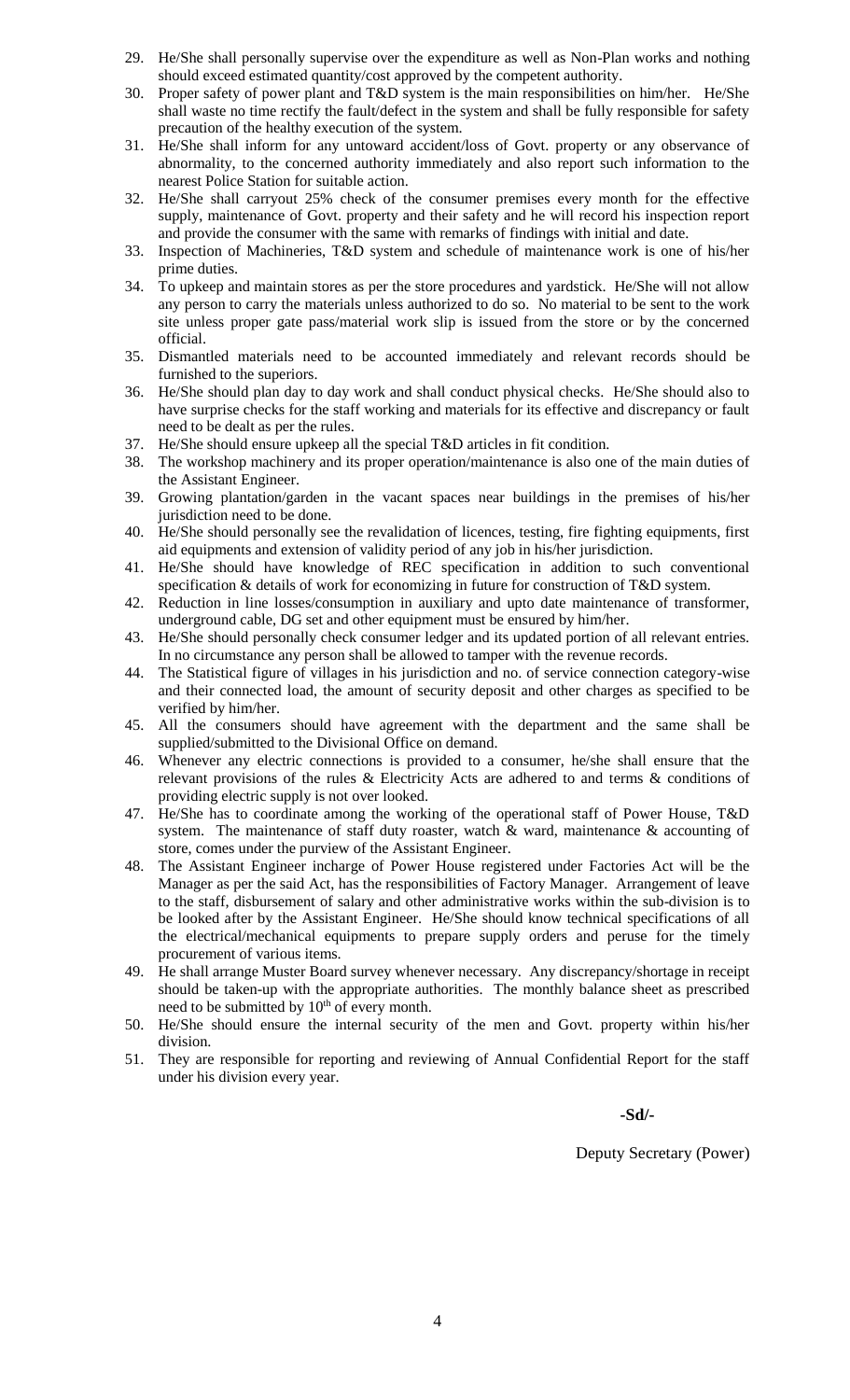29. He/She shall personally supervise over the expenditure as well as Non-Plan works and nothing should exceed estimated quantity/cost approved by the competent authority.
30. Proper safety of power plant and T&D system is the main responsibilities on him/her. He/She shall waste no time rectify the fault/defect in the system and shall be fully responsible for safety precaution of the healthy execution of the system.
31. He/She shall inform for any untoward accident/loss of Govt. property or any observance of abnormality, to the concerned authority immediately and also report such information to the nearest Police Station for suitable action.
32. He/She shall carryout 25% check of the consumer premises every month for the effective supply, maintenance of Govt. property and their safety and he will record his inspection report and provide the consumer with the same with remarks of findings with initial and date.
33. Inspection of Machineries, T&D system and schedule of maintenance work is one of his/her prime duties.
34. To upkeep and maintain stores as per the store procedures and yardstick. He/She will not allow any person to carry the materials unless authorized to do so. No material to be sent to the work site unless proper gate pass/material work slip is issued from the store or by the concerned official.
35. Dismantled materials need to be accounted immediately and relevant records should be furnished to the superiors.
36. He/She should plan day to day work and shall conduct physical checks. He/She should also to have surprise checks for the staff working and materials for its effective and discrepancy or fault need to be dealt as per the rules.
37. He/She should ensure upkeep all the special T&D articles in fit condition.
38. The workshop machinery and its proper operation/maintenance is also one of the main duties of the Assistant Engineer.
39. Growing plantation/garden in the vacant spaces near buildings in the premises of his/her jurisdiction need to be done.
40. He/She should personally see the revalidation of licences, testing, fire fighting equipments, first aid equipments and extension of validity period of any job in his/her jurisdiction.
41. He/She should have knowledge of REC specification in addition to such conventional specification & details of work for economizing in future for construction of T&D system.
42. Reduction in line losses/consumption in auxiliary and upto date maintenance of transformer, underground cable, DG set and other equipment must be ensured by him/her.
43. He/She should personally check consumer ledger and its updated portion of all relevant entries. In no circumstance any person shall be allowed to tamper with the revenue records.
44. The Statistical figure of villages in his jurisdiction and no. of service connection category-wise and their connected load, the amount of security deposit and other charges as specified to be verified by him/her.
45. All the consumers should have agreement with the department and the same shall be supplied/submitted to the Divisional Office on demand.
46. Whenever any electric connections is provided to a consumer, he/she shall ensure that the relevant provisions of the rules & Electricity Acts are adhered to and terms & conditions of providing electric supply is not over looked.
47. He/She has to coordinate among the working of the operational staff of Power House, T&D system. The maintenance of staff duty roaster, watch & ward, maintenance & accounting of store, comes under the purview of the Assistant Engineer.
48. The Assistant Engineer incharge of Power House registered under Factories Act will be the Manager as per the said Act, has the responsibilities of Factory Manager. Arrangement of leave to the staff, disbursement of salary and other administrative works within the sub-division is to be looked after by the Assistant Engineer. He/She should know technical specifications of all the electrical/mechanical equipments to prepare supply orders and peruse for the timely procurement of various items.
49. He shall arrange Muster Board survey whenever necessary. Any discrepancy/shortage in receipt should be taken-up with the appropriate authorities. The monthly balance sheet as prescribed need to be submitted by 10th of every month.
50. He/She should ensure the internal security of the men and Govt. property within his/her division.
51. They are responsible for reporting and reviewing of Annual Confidential Report for the staff under his division every year.

**-Sd/-**

Deputy Secretary (Power)